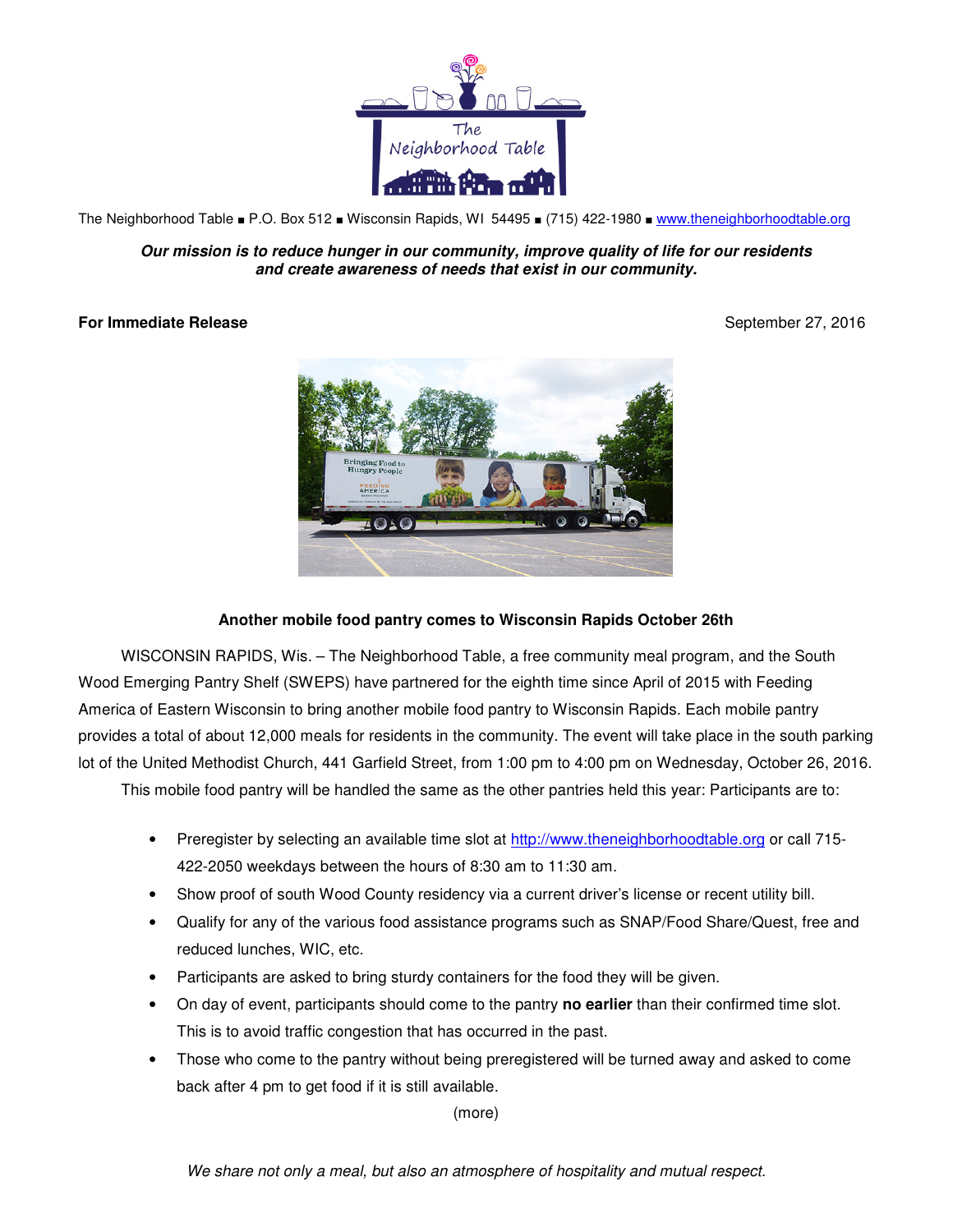The Neighborhood Table ■ P.O. Box 512 ■ Wisconsin Rapids, WI 54495 ■ (715) 422-1980 ■ www.theneighborhoodtable.org

***Our mission is to reduce hunger in our community, improve quality of life for our residents and create awareness of needs that exist in our community.***

**For Immediate Release** September 27, 2016

## Another mobile food pantry comes to Wisconsin Rapids October 26th

WISCONSIN RAPIDS, Wis. – The Neighborhood Table, a free community meal program, and the South Wood Emerging Pantry Shelf (SWEPS) have partnered for the eighth time since April of 2015 with Feeding America of Eastern Wisconsin to bring another mobile food pantry to Wisconsin Rapids. Each mobile pantry provides a total of about 12,000 meals for residents in the community. The event will take place in the south parking lot of the United Methodist Church, 441 Garfield Street, from 1:00 pm to 4:00 pm on Wednesday, October 26, 2016.

This mobile food pantry will be handled the same as the other pantries held this year: Participants are to:

- Preregister by selecting an available time slot at http://www.theneighborhoodtable.org or call 715-422-2050 weekdays between the hours of 8:30 am to 11:30 am.
- Show proof of south Wood County residency via a current driver's license or recent utility bill.
- Qualify for any of the various food assistance programs such as SNAP/Food Share/Quest, free and reduced lunches, WIC, etc.
- Participants are asked to bring sturdy containers for the food they will be given.
- On day of event, participants should come to the pantry **no earlier** than their confirmed time slot. This is to avoid traffic congestion that has occurred in the past.
- Those who come to the pantry without being preregistered will be turned away and asked to come back after 4 pm to get food if it is still available.

(more)

*We share not only a meal, but also an atmosphere of hospitality and mutual respect.*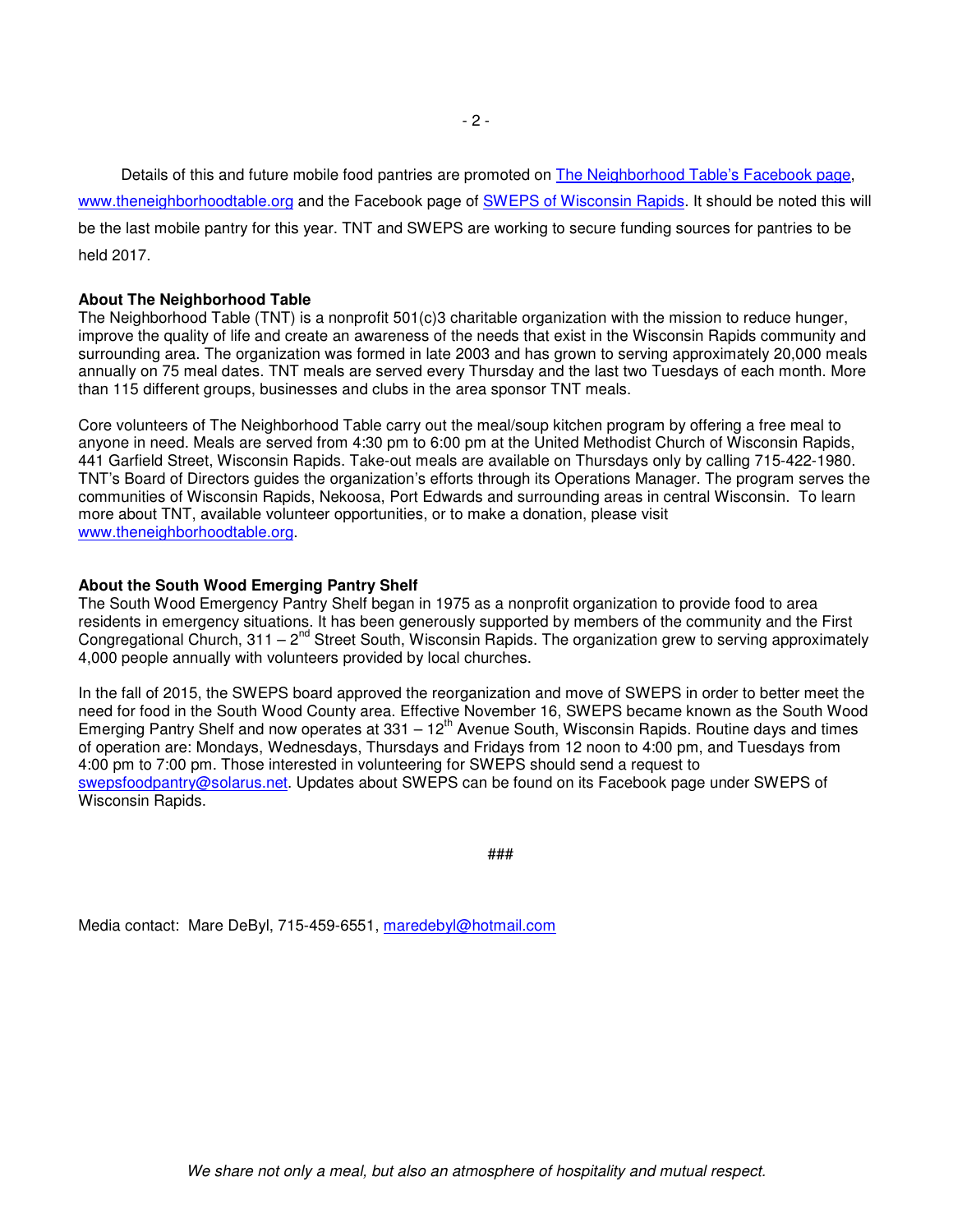Details of this and future mobile food pantries are promoted on The Neighborhood Table's Facebook page, www.theneighborhoodtable.org and the Facebook page of SWEPS of Wisconsin Rapids. It should be noted this will be the last mobile pantry for this year. TNT and SWEPS are working to secure funding sources for pantries to be held 2017.

**About The Neighborhood Table**

The Neighborhood Table (TNT) is a nonprofit 501(c)3 charitable organization with the mission to reduce hunger, improve the quality of life and create an awareness of the needs that exist in the Wisconsin Rapids community and surrounding area. The organization was formed in late 2003 and has grown to serving approximately 20,000 meals annually on 75 meal dates. TNT meals are served every Thursday and the last two Tuesdays of each month. More than 115 different groups, businesses and clubs in the area sponsor TNT meals.

Core volunteers of The Neighborhood Table carry out the meal/soup kitchen program by offering a free meal to anyone in need. Meals are served from 4:30 pm to 6:00 pm at the United Methodist Church of Wisconsin Rapids, 441 Garfield Street, Wisconsin Rapids. Take-out meals are available on Thursdays only by calling 715-422-1980. TNT's Board of Directors guides the organization's efforts through its Operations Manager. The program serves the communities of Wisconsin Rapids, Nekoosa, Port Edwards and surrounding areas in central Wisconsin. To learn more about TNT, available volunteer opportunities, or to make a donation, please visit www.theneighborhoodtable.org.

**About the South Wood Emerging Pantry Shelf**

The South Wood Emergency Pantry Shelf began in 1975 as a nonprofit organization to provide food to area residents in emergency situations. It has been generously supported by members of the community and the First Congregational Church, 311 – 2nd Street South, Wisconsin Rapids. The organization grew to serving approximately 4,000 people annually with volunteers provided by local churches.

In the fall of 2015, the SWEPS board approved the reorganization and move of SWEPS in order to better meet the need for food in the South Wood County area. Effective November 16, SWEPS became known as the South Wood Emerging Pantry Shelf and now operates at 331 – 12th Avenue South, Wisconsin Rapids. Routine days and times of operation are: Mondays, Wednesdays, Thursdays and Fridays from 12 noon to 4:00 pm, and Tuesdays from 4:00 pm to 7:00 pm. Those interested in volunteering for SWEPS should send a request to swepsfoodpantry@solarus.net. Updates about SWEPS can be found on its Facebook page under SWEPS of Wisconsin Rapids.

###

Media contact: Mare DeByl, 715-459-6551, maredebyl@hotmail.com

*We share not only a meal, but also an atmosphere of hospitality and mutual respect.*